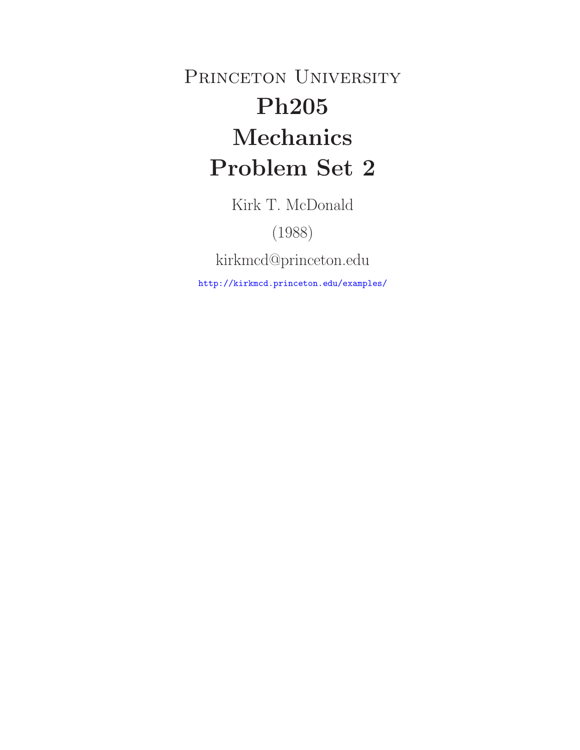# Princeton University

# Ph205

# Mechanics

# Problem Set 2

Kirk T. McDonald

(1988)

kirkmcd@princeton.edu

http://kirkmcd.princeton.edu/examples/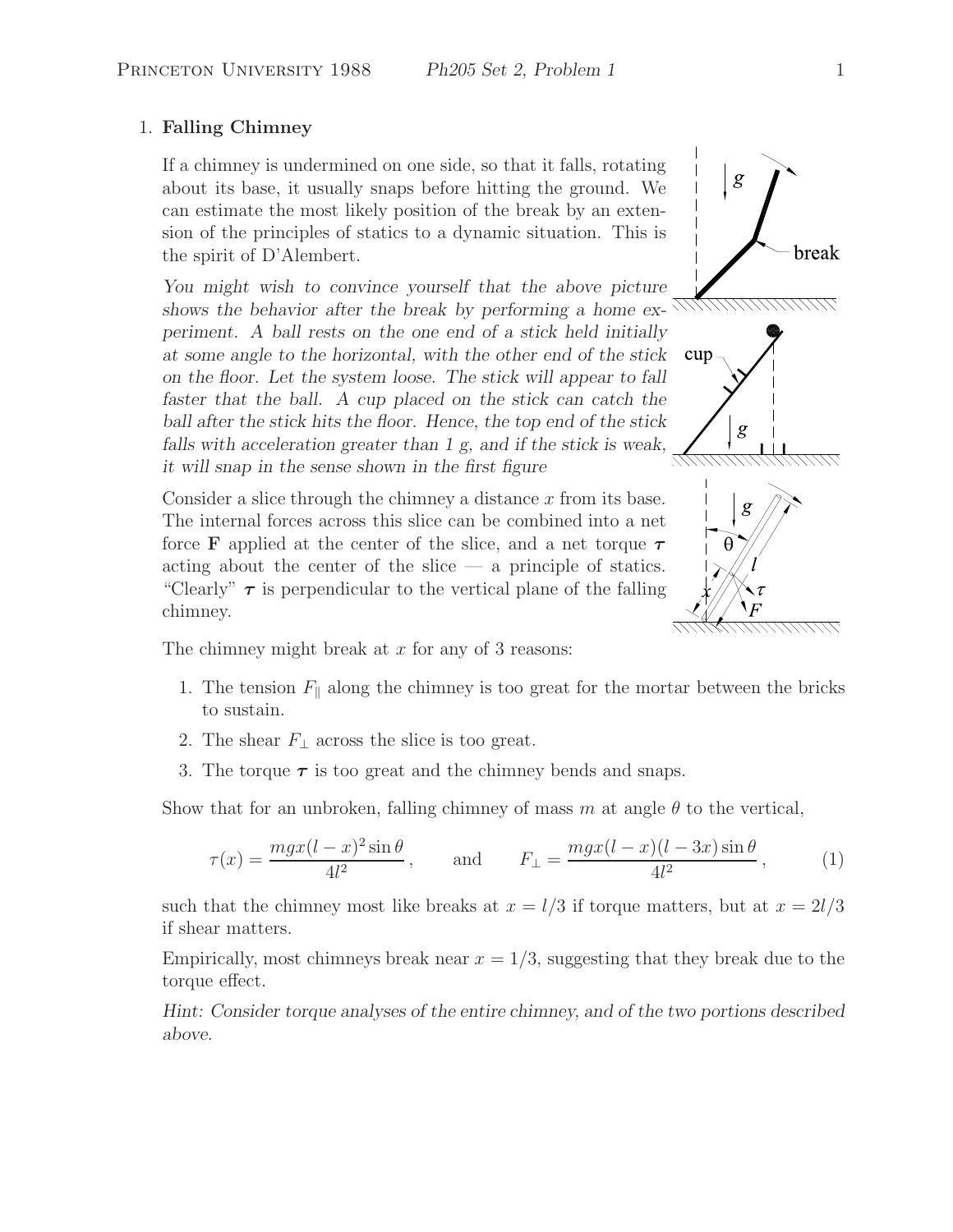## 1. **Falling Chimney**

If a chimney is undermined on one side, so that it falls, rotating about its base, it usually snaps before hitting the ground. We can estimate the most likely position of the break by an extension of the principles of statics to a dynamic situation. This is the spirit of D'Alembert.

*You might wish to convince yourself that the above picture shows the behavior after the break by performing a home experiment. A ball rests on the one end of a stick held initially at some angle to the horizontal, with the other end of the stick on the floor. Let the system loose. The stick will appear to fall faster that the ball. A cup placed on the stick can catch the ball after the stick hits the floor. Hence, the top end of the stick falls with acceleration greater than 1 g, and if the stick is weak, it will snap in the sense shown in the first figure*

Consider a slice through the chimney a distance $x$ from its base. The internal forces across this slice can be combined into a net force $\mathbf{F}$ applied at the center of the slice, and a net torque $\boldsymbol{\tau}$ acting about the center of the slice — a principle of statics. "Clearly" $\boldsymbol{\tau}$ is perpendicular to the vertical plane of the falling chimney.

The chimney might break at $x$ for any of 3 reasons:

1. The tension $F_{\parallel}$ along the chimney is too great for the mortar between the bricks to sustain.
2. The shear $F_{\perp}$ across the slice is too great.
3. The torque $\boldsymbol{\tau}$ is too great and the chimney bends and snaps.

Show that for an unbroken, falling chimney of mass $m$ at angle $\theta$ to the vertical,

$$\tau(x) = \frac{mgx(l-x)^2 \sin\theta}{4l^2}, \qquad \text{and} \qquad F_{\perp} = \frac{mgx(l-x)(l-3x)\sin\theta}{4l^2}, \tag{1}$$

such that the chimney most like breaks at $x = l/3$ if torque matters, but at $x = 2l/3$ if shear matters.

Empirically, most chimneys break near $x = 1/3$, suggesting that they break due to the torque effect.

*Hint: Consider torque analyses of the entire chimney, and of the two portions described above.*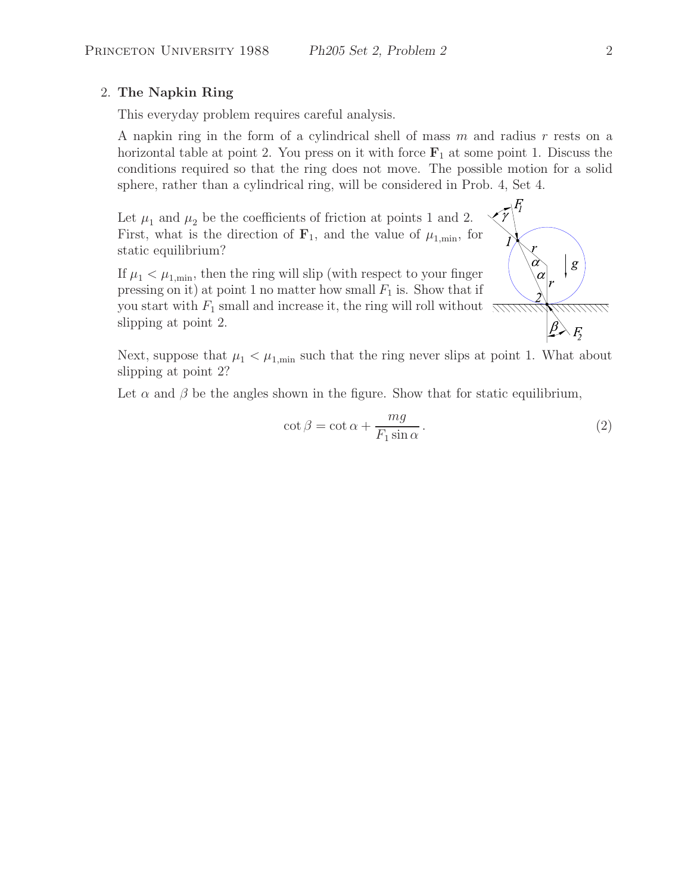2. **The Napkin Ring**

This everyday problem requires careful analysis.

A napkin ring in the form of a cylindrical shell of mass $m$ and radius $r$ rests on a horizontal table at point 2. You press on it with force $\mathbf{F}_1$ at some point 1. Discuss the conditions required so that the ring does not move. The possible motion for a solid sphere, rather than a cylindrical ring, will be considered in Prob. 4, Set 4.

Let $\mu_1$ and $\mu_2$ be the coefficients of friction at points 1 and 2. First, what is the direction of $\mathbf{F}_1$, and the value of $\mu_{1,\min}$, for static equilibrium?

If $\mu_1 < \mu_{1,\min}$, then the ring will slip (with respect to your finger pressing on it) at point 1 no matter how small $F_1$ is. Show that if you start with $F_1$ small and increase it, the ring will roll without slipping at point 2.

Next, suppose that $\mu_1 < \mu_{1,\min}$ such that the ring never slips at point 1. What about slipping at point 2?

Let $\alpha$ and $\beta$ be the angles shown in the figure. Show that for static equilibrium,

$$\cot\beta = \cot\alpha + \frac{mg}{F_1 \sin\alpha}. \tag{2}$$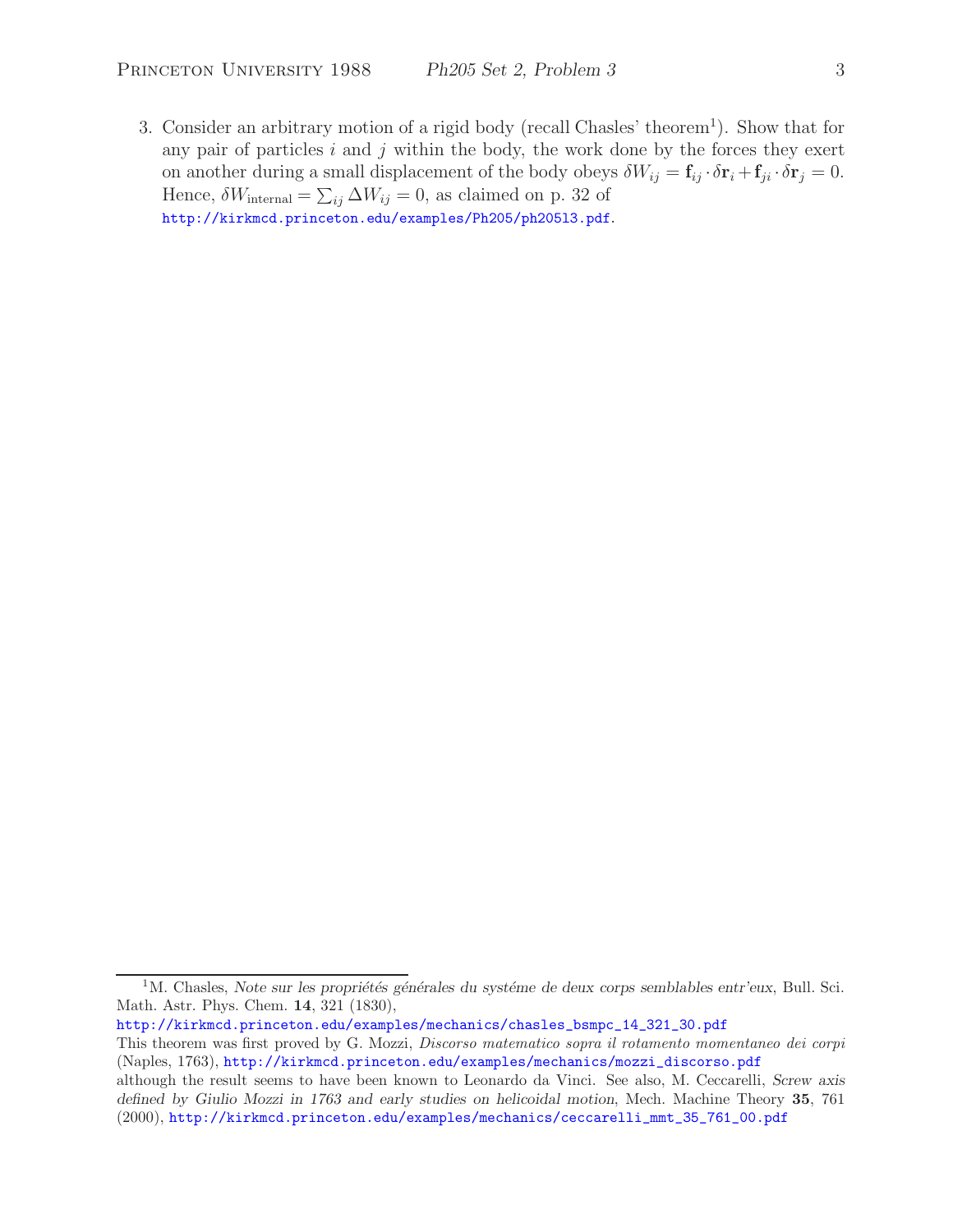3. Consider an arbitrary motion of a rigid body (recall Chasles' theorem[1]). Show that for any pair of particles $i$ and $j$ within the body, the work done by the forces they exert on another during a small displacement of the body obeys $\delta W_{ij} = \mathbf{f}_{ij} \cdot \delta \mathbf{r}_i + \mathbf{f}_{ji} \cdot \delta \mathbf{r}_j = 0$. Hence, $\delta W_{\rm internal} = \sum_{ij} \Delta W_{ij} = 0$, as claimed on p. 32 of http://kirkmcd.princeton.edu/examples/Ph205/ph205l3.pdf.

---

[1] M. Chasles, *Note sur les propriétés générales du systéme de deux corps semblables entr'eux*, Bull. Sci. Math. Astr. Phys. Chem. **14**, 321 (1830),
http://kirkmcd.princeton.edu/examples/mechanics/chasles_bsmpc_14_321_30.pdf
This theorem was first proved by G. Mozzi, *Discorso matematico sopra il rotamento momentaneo dei corpi* (Naples, 1763), http://kirkmcd.princeton.edu/examples/mechanics/mozzi_discorso.pdf
although the result seems to have been known to Leonardo da Vinci. See also, M. Ceccarelli, *Screw axis defined by Giulio Mozzi in 1763 and early studies on helicoidal motion*, Mech. Machine Theory **35**, 761 (2000), http://kirkmcd.princeton.edu/examples/mechanics/ceccarelli_mmt_35_761_00.pdf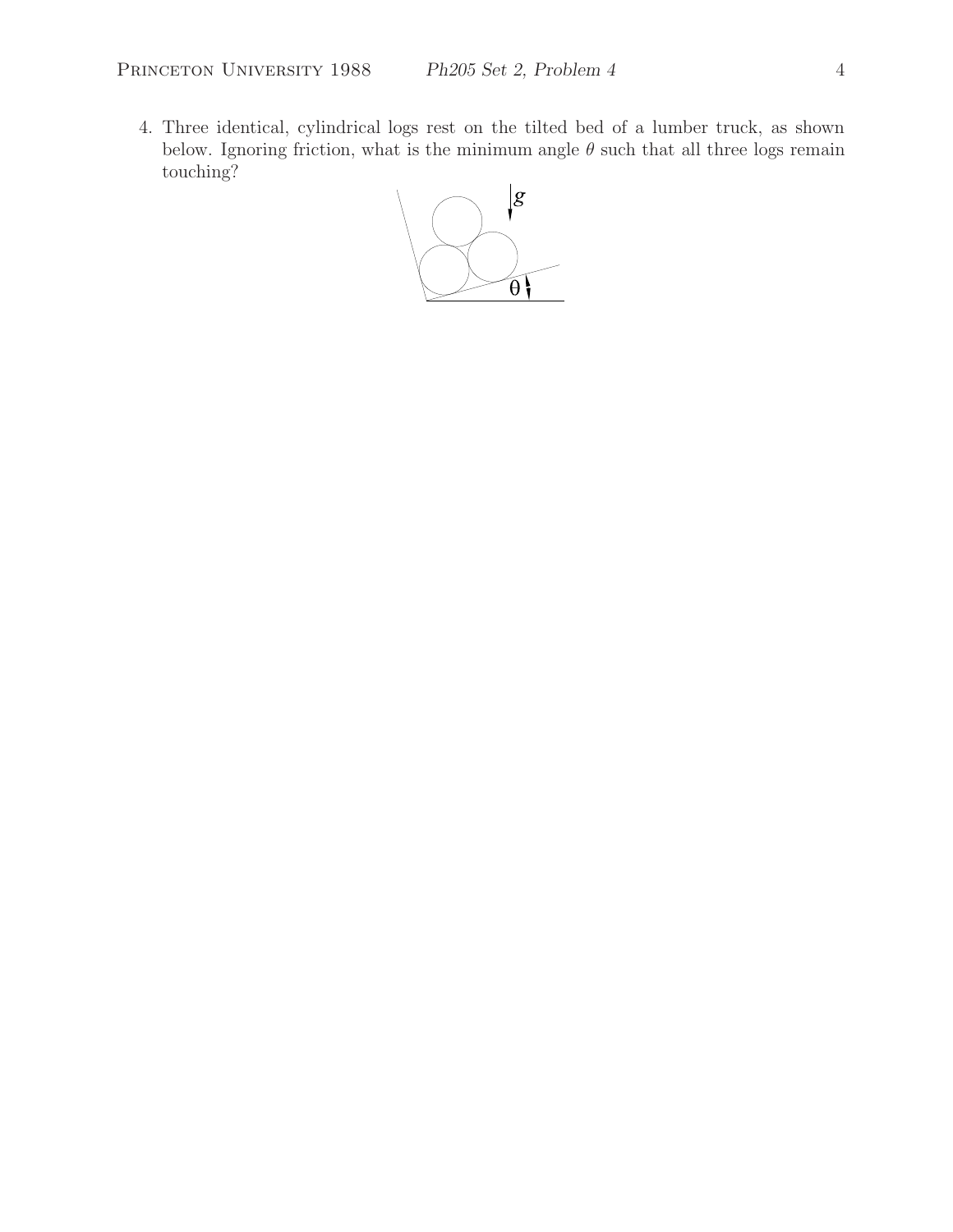4. Three identical, cylindrical logs rest on the tilted bed of a lumber truck, as shown below. Ignoring friction, what is the minimum angle $\theta$ such that all three logs remain touching?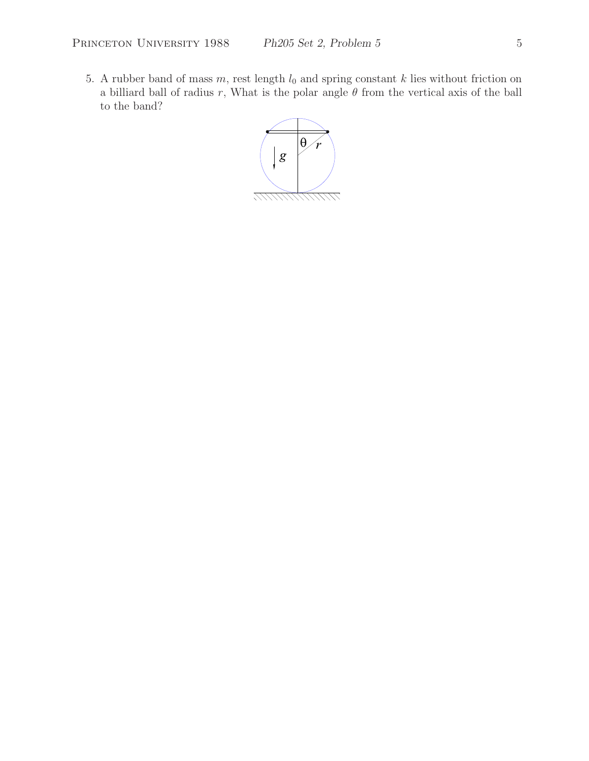5. A rubber band of mass $m$, rest length $l_0$ and spring constant $k$ lies without friction on a billiard ball of radius $r$, What is the polar angle $\theta$ from the vertical axis of the ball to the band?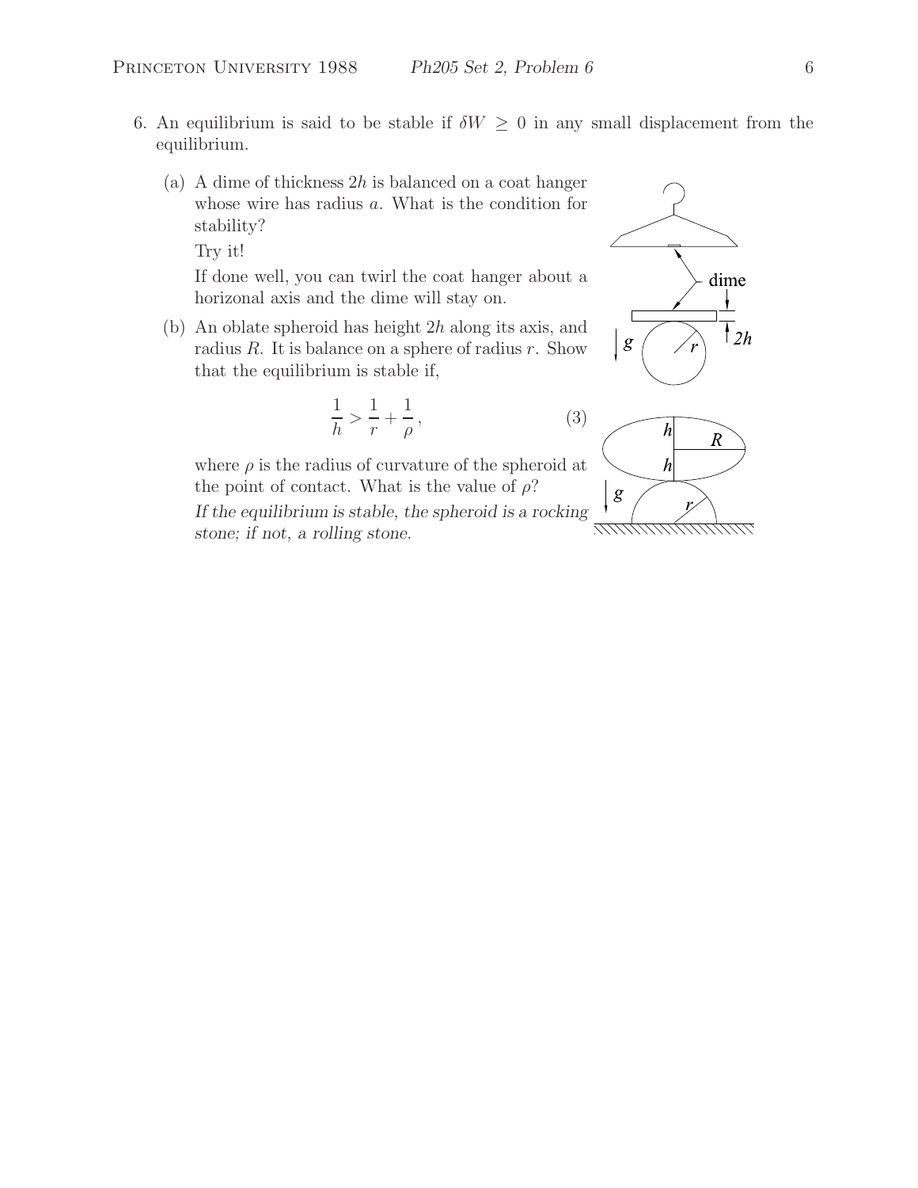6. An equilibrium is said to be stable if $\delta W \geq 0$ in any small displacement from the equilibrium.

   (a) A dime of thickness $2h$ is balanced on a coat hanger whose wire has radius $a$. What is the condition for stability?

   Try it!

   If done well, you can twirl the coat hanger about a horizonal axis and the dime will stay on.

   (b) An oblate spheroid has height $2h$ along its axis, and radius $R$. It is balance on a sphere of radius $r$. Show that the equilibrium is stable if,

$$\frac{1}{h} > \frac{1}{r} + \frac{1}{\rho}, \tag{3}$$

   where $\rho$ is the radius of curvature of the spheroid at the point of contact. What is the value of $\rho$?

   *If the equilibrium is stable, the spheroid is a rocking stone; if not, a rolling stone.*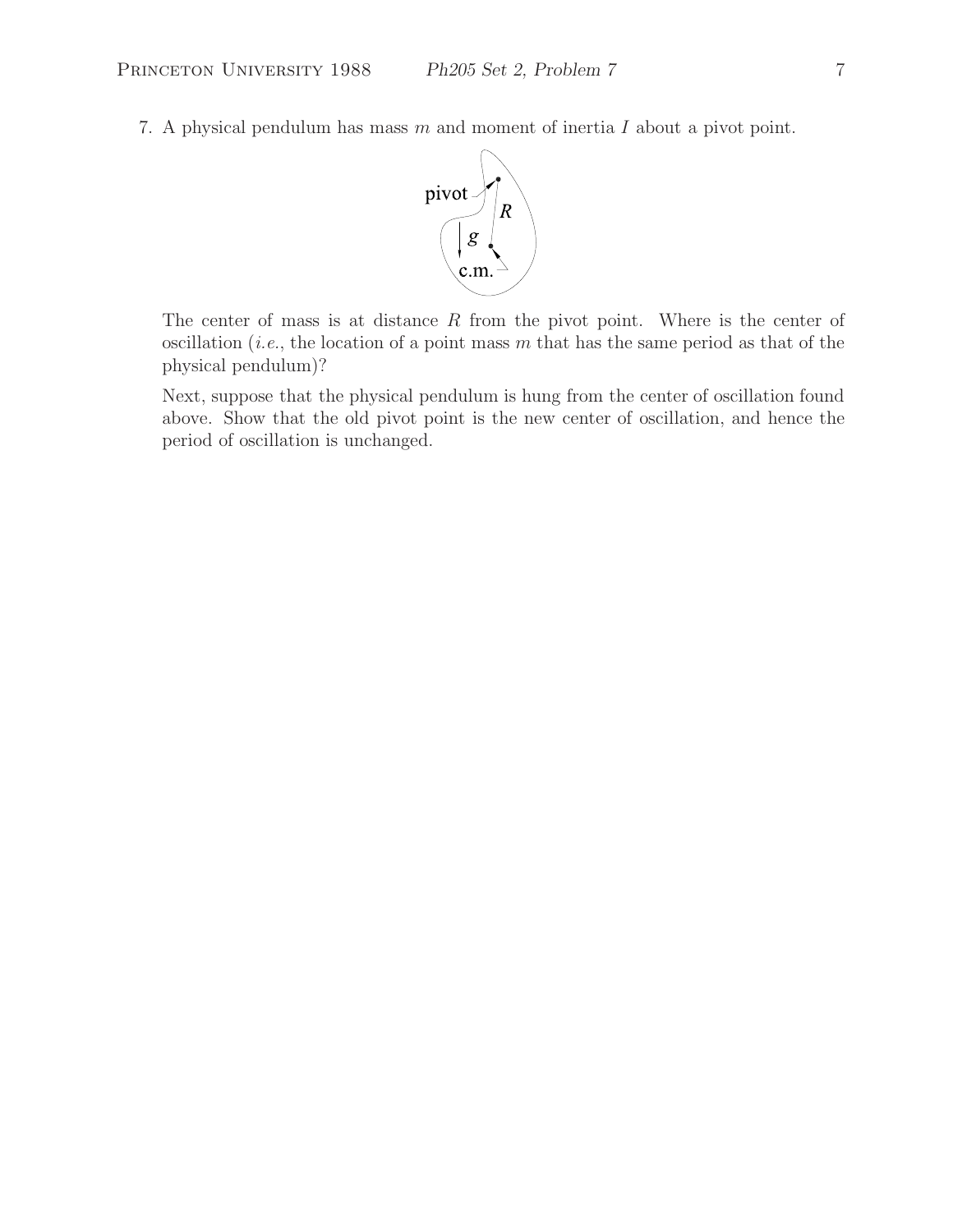7. A physical pendulum has mass $m$ and moment of inertia $I$ about a pivot point.

The center of mass is at distance $R$ from the pivot point. Where is the center of oscillation (*i.e.*, the location of a point mass $m$ that has the same period as that of the physical pendulum)?

Next, suppose that the physical pendulum is hung from the center of oscillation found above. Show that the old pivot point is the new center of oscillation, and hence the period of oscillation is unchanged.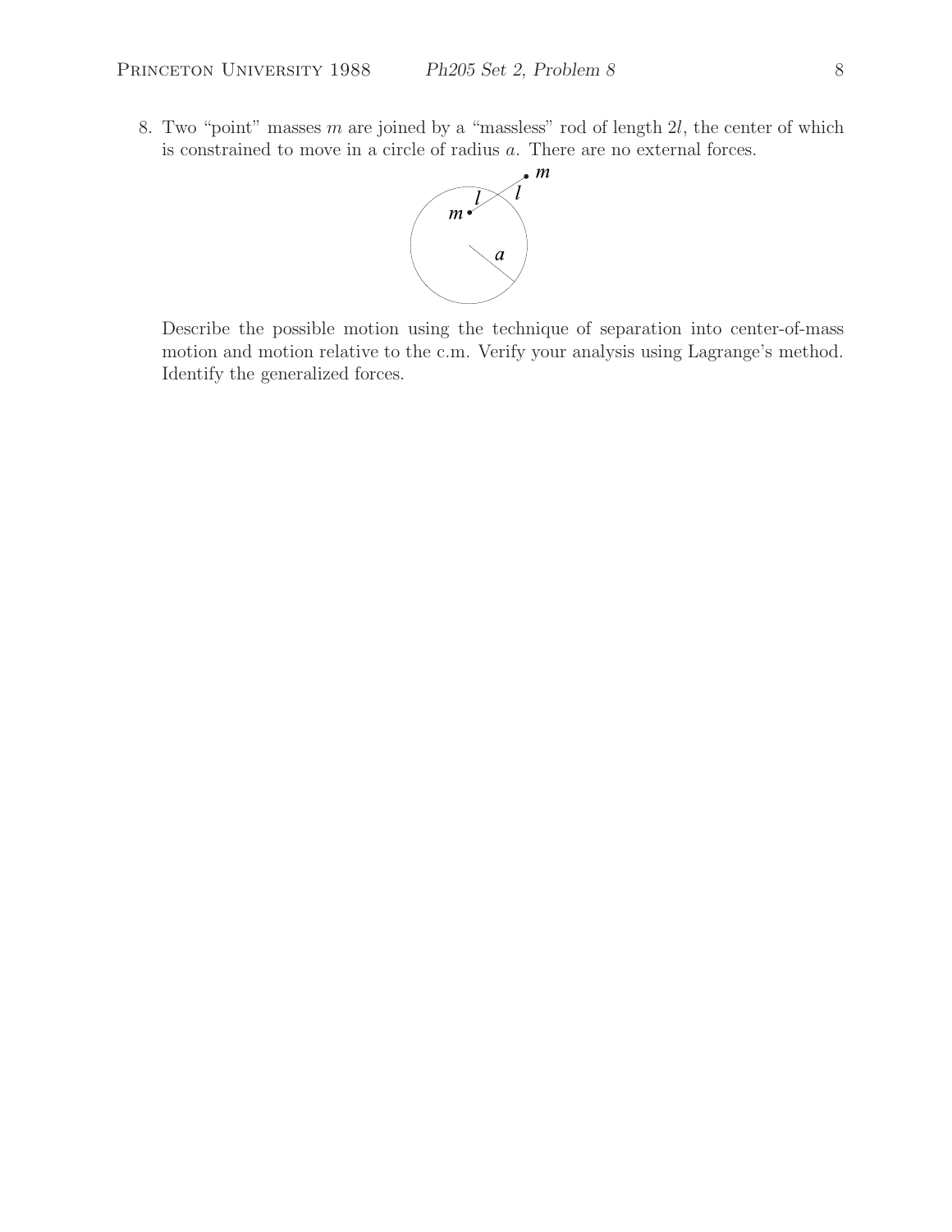8. Two "point" masses $m$ are joined by a "massless" rod of length $2l$, the center of which is constrained to move in a circle of radius $a$. There are no external forces.

   Describe the possible motion using the technique of separation into center-of-mass motion and motion relative to the c.m. Verify your analysis using Lagrange's method. Identify the generalized forces.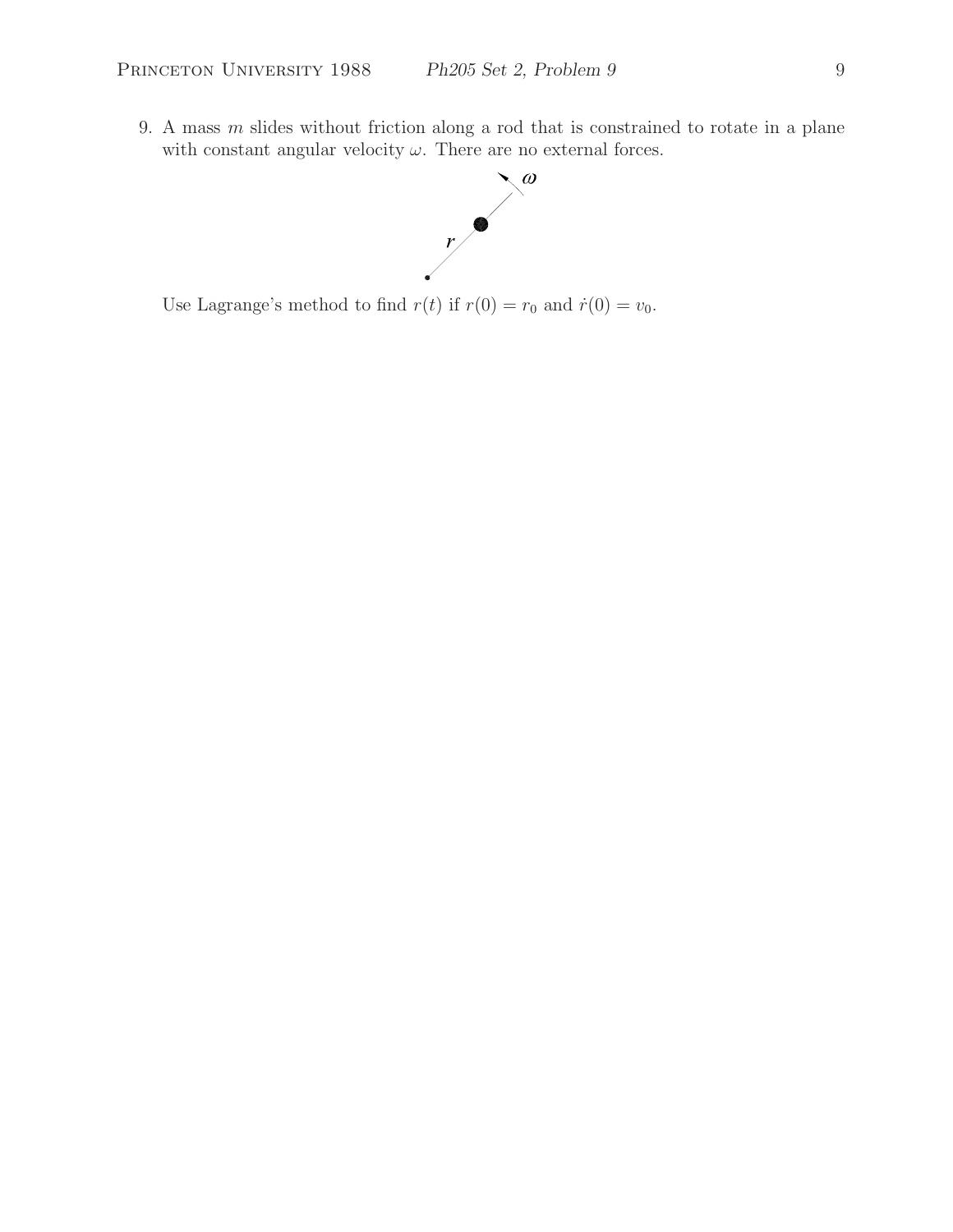9. A mass $m$ slides without friction along a rod that is constrained to rotate in a plane with constant angular velocity $\omega$. There are no external forces.

   Use Lagrange's method to find $r(t)$ if $r(0) = r_0$ and $\dot{r}(0) = v_0$.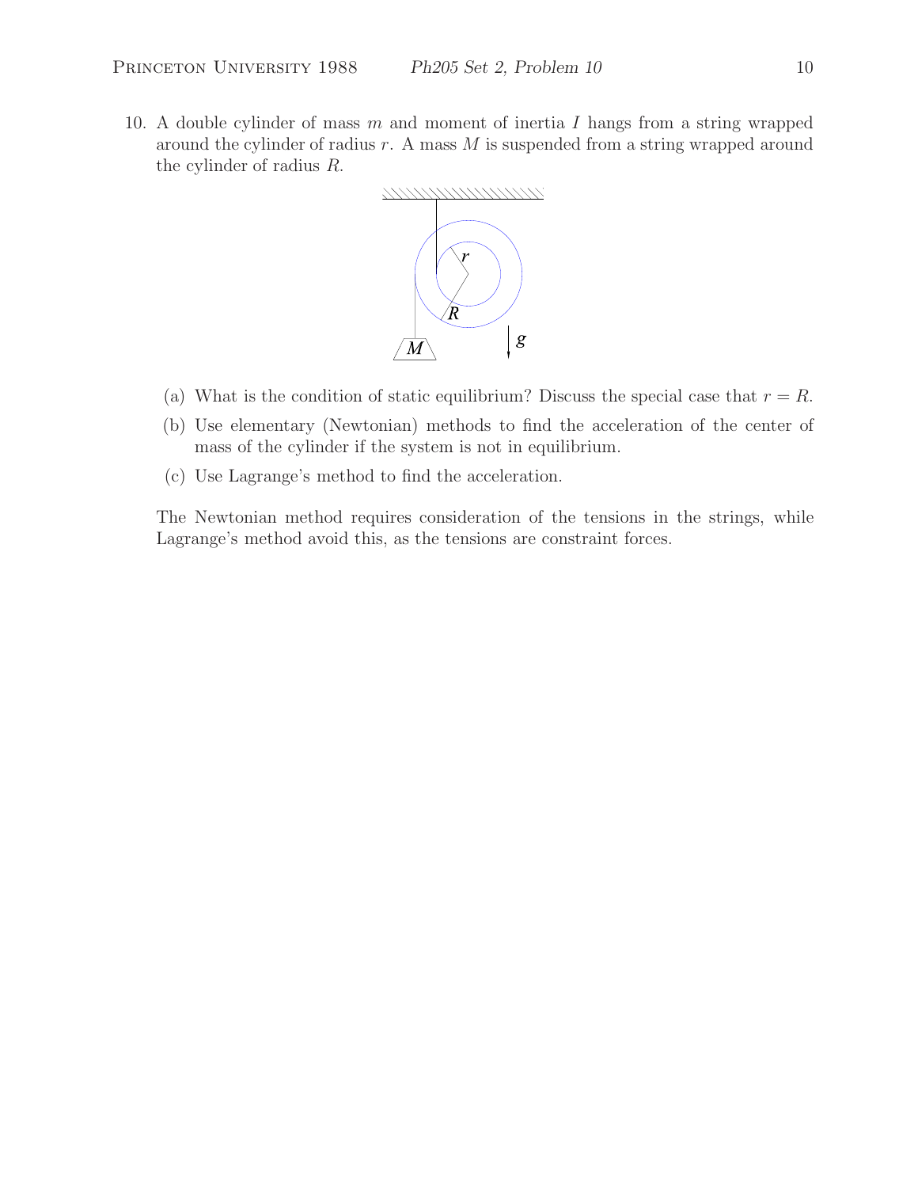10. A double cylinder of mass $m$ and moment of inertia $I$ hangs from a string wrapped around the cylinder of radius $r$. A mass $M$ is suspended from a string wrapped around the cylinder of radius $R$.

   (a) What is the condition of static equilibrium? Discuss the special case that $r = R$.

   (b) Use elementary (Newtonian) methods to find the acceleration of the center of mass of the cylinder if the system is not in equilibrium.

   (c) Use Lagrange's method to find the acceleration.

   The Newtonian method requires consideration of the tensions in the strings, while Lagrange's method avoid this, as the tensions are constraint forces.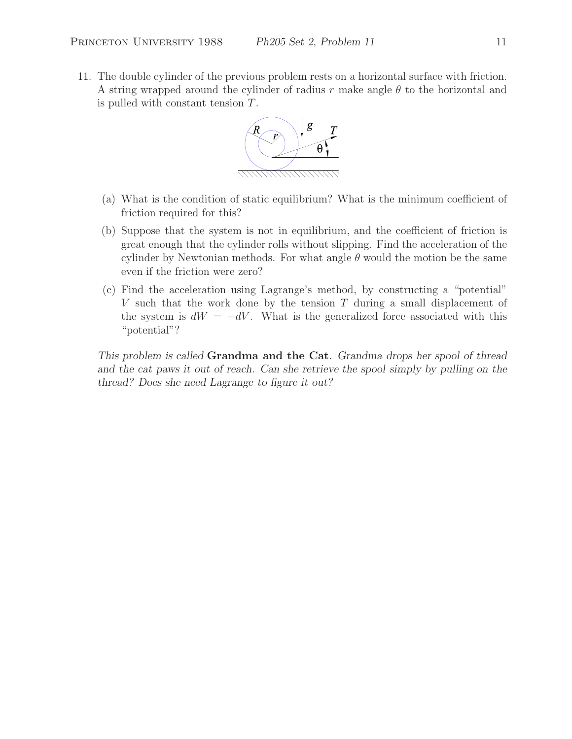11. The double cylinder of the previous problem rests on a horizontal surface with friction. A string wrapped around the cylinder of radius $r$ make angle $\theta$ to the horizontal and is pulled with constant tension $T$.

   (a) What is the condition of static equilibrium? What is the minimum coefficient of friction required for this?

   (b) Suppose that the system is not in equilibrium, and the coefficient of friction is great enough that the cylinder rolls without slipping. Find the acceleration of the cylinder by Newtonian methods. For what angle $\theta$ would the motion be the same even if the friction were zero?

   (c) Find the acceleration using Lagrange's method, by constructing a "potential" $V$ such that the work done by the tension $T$ during a small displacement of the system is $dW = -dV$. What is the generalized force associated with this "potential"?

*This problem is called* **Grandma and the Cat**. *Grandma drops her spool of thread and the cat paws it out of reach. Can she retrieve the spool simply by pulling on the thread? Does she need Lagrange to figure it out?*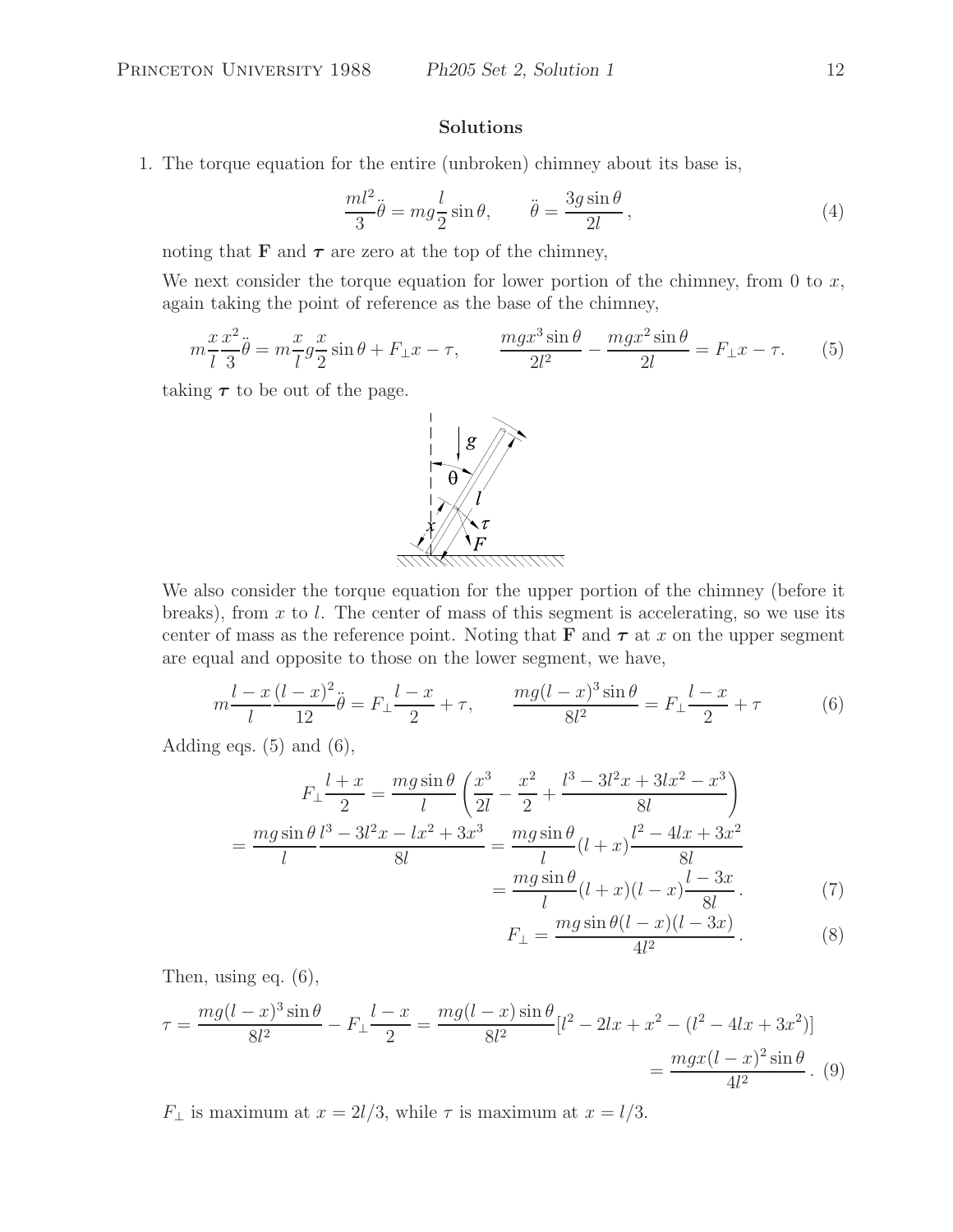## Solutions

1. The torque equation for the entire (unbroken) chimney about its base is,

$$\frac{ml^2}{3}\ddot{\theta} = mg\frac{l}{2}\sin\theta, \qquad \ddot{\theta} = \frac{3g\sin\theta}{2l}, \tag{4}$$

noting that $\mathbf{F}$ and $\boldsymbol{\tau}$ are zero at the top of the chimney,

We next consider the torque equation for lower portion of the chimney, from 0 to $x$, again taking the point of reference as the base of the chimney,

$$m\frac{x}{l}\frac{x^2}{3}\ddot{\theta} = m\frac{x}{l}g\frac{x}{2}\sin\theta + F_\perp x - \tau, \qquad \frac{mgx^3\sin\theta}{2l^2} - \frac{mgx^2\sin\theta}{2l} = F_\perp x - \tau. \tag{5}$$

taking $\boldsymbol{\tau}$ to be out of the page.

We also consider the torque equation for the upper portion of the chimney (before it breaks), from $x$ to $l$. The center of mass of this segment is accelerating, so we use its center of mass as the reference point. Noting that $\mathbf{F}$ and $\boldsymbol{\tau}$ at $x$ on the upper segment are equal and opposite to those on the lower segment, we have,

$$m\frac{l-x}{l}\frac{(l-x)^2}{12}\ddot{\theta} = F_\perp\frac{l-x}{2} + \tau, \qquad \frac{mg(l-x)^3\sin\theta}{8l^2} = F_\perp\frac{l-x}{2} + \tau \tag{6}$$

Adding eqs. (5) and (6),

$$\begin{aligned}
F_\perp\frac{l+x}{2} &= \frac{mg\sin\theta}{l}\left(\frac{x^3}{2l} - \frac{x^2}{2} + \frac{l^3 - 3l^2x + 3lx^2 - x^3}{8l}\right) \\
&= \frac{mg\sin\theta}{l}\frac{l^3 - 3l^2x - lx^2 + 3x^3}{8l} = \frac{mg\sin\theta}{l}(l+x)\frac{l^2 - 4lx + 3x^2}{8l} \\
&= \frac{mg\sin\theta}{l}(l+x)(l-x)\frac{l-3x}{8l}.
\end{aligned} \tag{7}$$

$$F_\perp = \frac{mg\sin\theta(l-x)(l-3x)}{4l^2}. \tag{8}$$

Then, using eq. (6),

$$\begin{aligned}
\tau = \frac{mg(l-x)^3\sin\theta}{8l^2} - F_\perp\frac{l-x}{2} &= \frac{mg(l-x)\sin\theta}{8l^2}[l^2 - 2lx + x^2 - (l^2 - 4lx + 3x^2)] \\
&= \frac{mgx(l-x)^2\sin\theta}{4l^2}.
\end{aligned} \tag{9}$$

$F_\perp$ is maximum at $x = 2l/3$, while $\tau$ is maximum at $x = l/3$.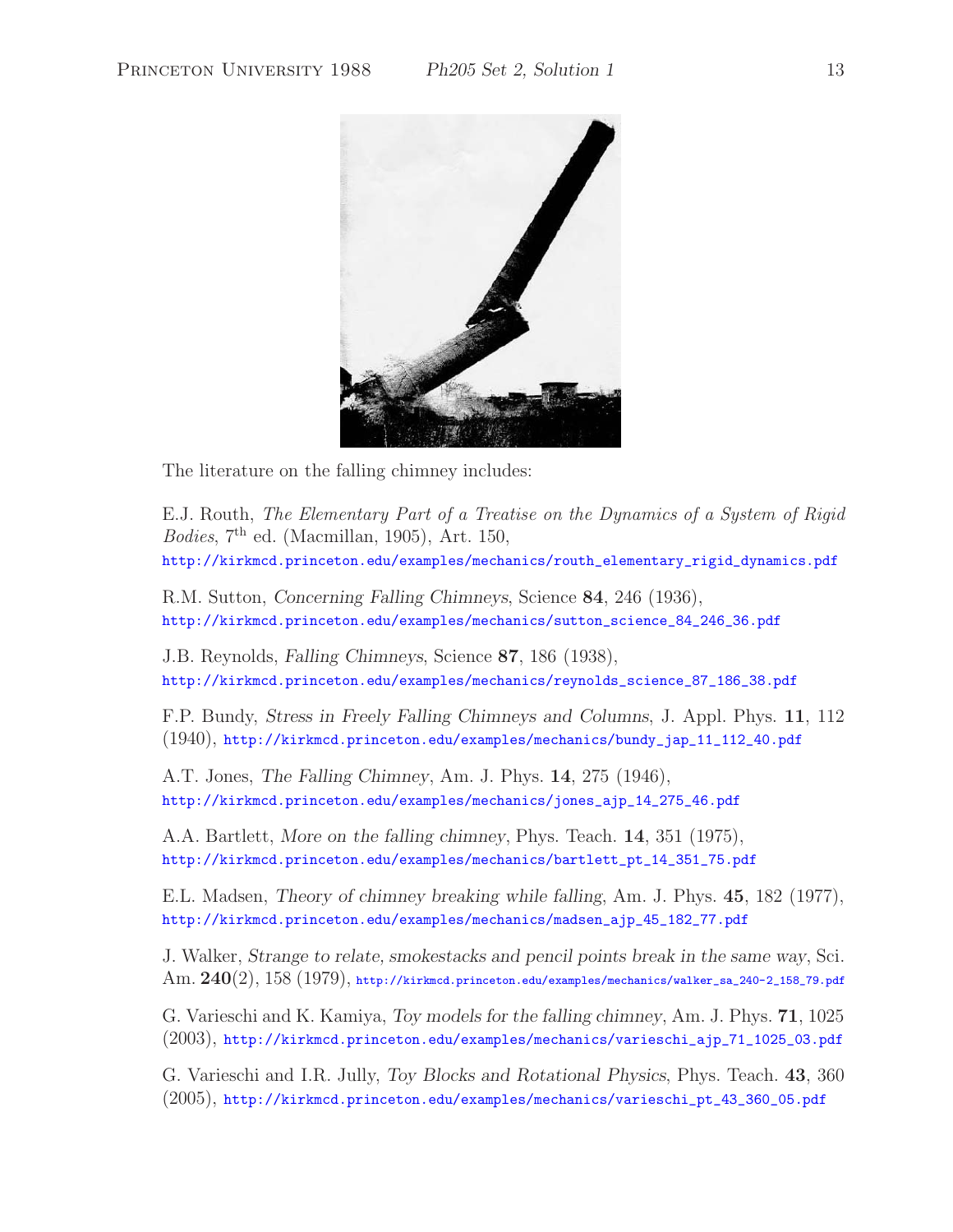The literature on the falling chimney includes:

E.J. Routh, *The Elementary Part of a Treatise on the Dynamics of a System of Rigid Bodies*, 7th ed. (Macmillan, 1905), Art. 150,
http://kirkmcd.princeton.edu/examples/mechanics/routh_elementary_rigid_dynamics.pdf

R.M. Sutton, *Concerning Falling Chimneys*, Science **84**, 246 (1936),
http://kirkmcd.princeton.edu/examples/mechanics/sutton_science_84_246_36.pdf

J.B. Reynolds, *Falling Chimneys*, Science **87**, 186 (1938),
http://kirkmcd.princeton.edu/examples/mechanics/reynolds_science_87_186_38.pdf

F.P. Bundy, *Stress in Freely Falling Chimneys and Columns*, J. Appl. Phys. **11**, 112 (1940), http://kirkmcd.princeton.edu/examples/mechanics/bundy_jap_11_112_40.pdf

A.T. Jones, *The Falling Chimney*, Am. J. Phys. **14**, 275 (1946),
http://kirkmcd.princeton.edu/examples/mechanics/jones_ajp_14_275_46.pdf

A.A. Bartlett, *More on the falling chimney*, Phys. Teach. **14**, 351 (1975),
http://kirkmcd.princeton.edu/examples/mechanics/bartlett_pt_14_351_75.pdf

E.L. Madsen, *Theory of chimney breaking while falling*, Am. J. Phys. **45**, 182 (1977),
http://kirkmcd.princeton.edu/examples/mechanics/madsen_ajp_45_182_77.pdf

J. Walker, *Strange to relate, smokestacks and pencil points break in the same way*, Sci. Am. **240**(2), 158 (1979), http://kirkmcd.princeton.edu/examples/mechanics/walker_sa_240-2_158_79.pdf

G. Varieschi and K. Kamiya, *Toy models for the falling chimney*, Am. J. Phys. **71**, 1025 (2003), http://kirkmcd.princeton.edu/examples/mechanics/varieschi_ajp_71_1025_03.pdf

G. Varieschi and I.R. Jully, *Toy Blocks and Rotational Physics*, Phys. Teach. **43**, 360 (2005), http://kirkmcd.princeton.edu/examples/mechanics/varieschi_pt_43_360_05.pdf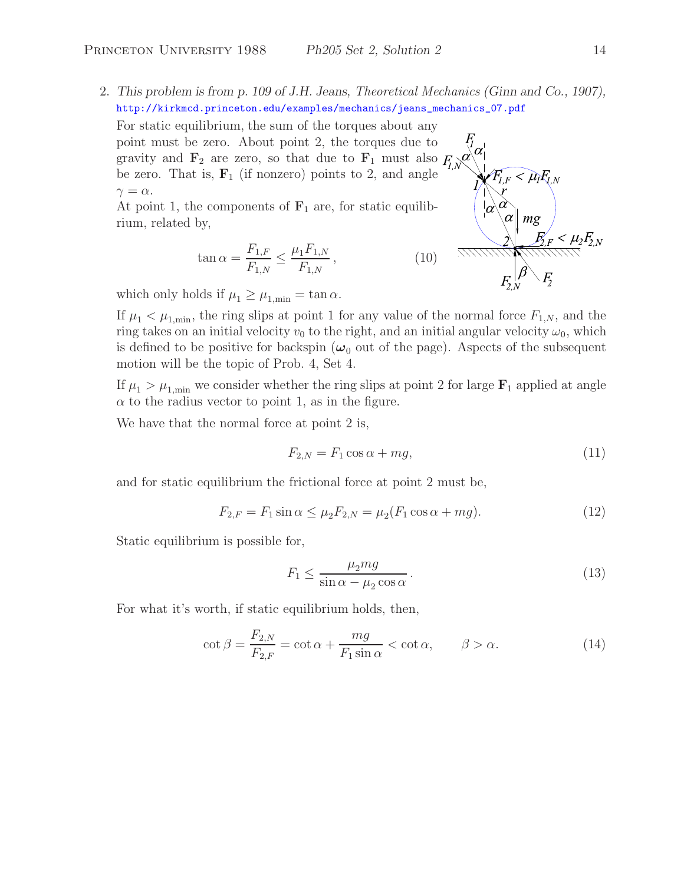2. *This problem is from p. 109 of J.H. Jeans, Theoretical Mechanics (Ginn and Co., 1907),* http://kirkmcd.princeton.edu/examples/mechanics/jeans_mechanics_07.pdf

For static equilibrium, the sum of the torques about any point must be zero. About point 2, the torques due to gravity and $\mathbf{F}_2$ are zero, so that due to $\mathbf{F}_1$ must also be zero. That is, $\mathbf{F}_1$ (if nonzero) points to 2, and angle $\gamma = \alpha$.

At point 1, the components of $\mathbf{F}_1$ are, for static equilibrium, related by,

$$\tan\alpha = \frac{F_{1,F}}{F_{1,N}} \le \frac{\mu_1 F_{1,N}}{F_{1,N}}, \tag{10}$$

which only holds if $\mu_1 \ge \mu_{1,\min} = \tan\alpha$.

If $\mu_1 < \mu_{1,\min}$, the ring slips at point 1 for any value of the normal force $F_{1,N}$, and the ring takes on an initial velocity $v_0$ to the right, and an initial angular velocity $\omega_0$, which is defined to be positive for backspin ($\boldsymbol{\omega}_0$ out of the page). Aspects of the subsequent motion will be the topic of Prob. 4, Set 4.

If $\mu_1 > \mu_{1,\min}$ we consider whether the ring slips at point 2 for large $\mathbf{F}_1$ applied at angle $\alpha$ to the radius vector to point 1, as in the figure.

We have that the normal force at point 2 is,

$$F_{2,N} = F_1 \cos\alpha + mg, \tag{11}$$

and for static equilibrium the frictional force at point 2 must be,

$$F_{2,F} = F_1 \sin\alpha \le \mu_2 F_{2,N} = \mu_2(F_1 \cos\alpha + mg). \tag{12}$$

Static equilibrium is possible for,

$$F_1 \le \frac{\mu_2 mg}{\sin\alpha - \mu_2 \cos\alpha}. \tag{13}$$

For what it's worth, if static equilibrium holds, then,

$$\cot\beta = \frac{F_{2,N}}{F_{2,F}} = \cot\alpha + \frac{mg}{F_1 \sin\alpha} < \cot\alpha, \qquad \beta > \alpha. \tag{14}$$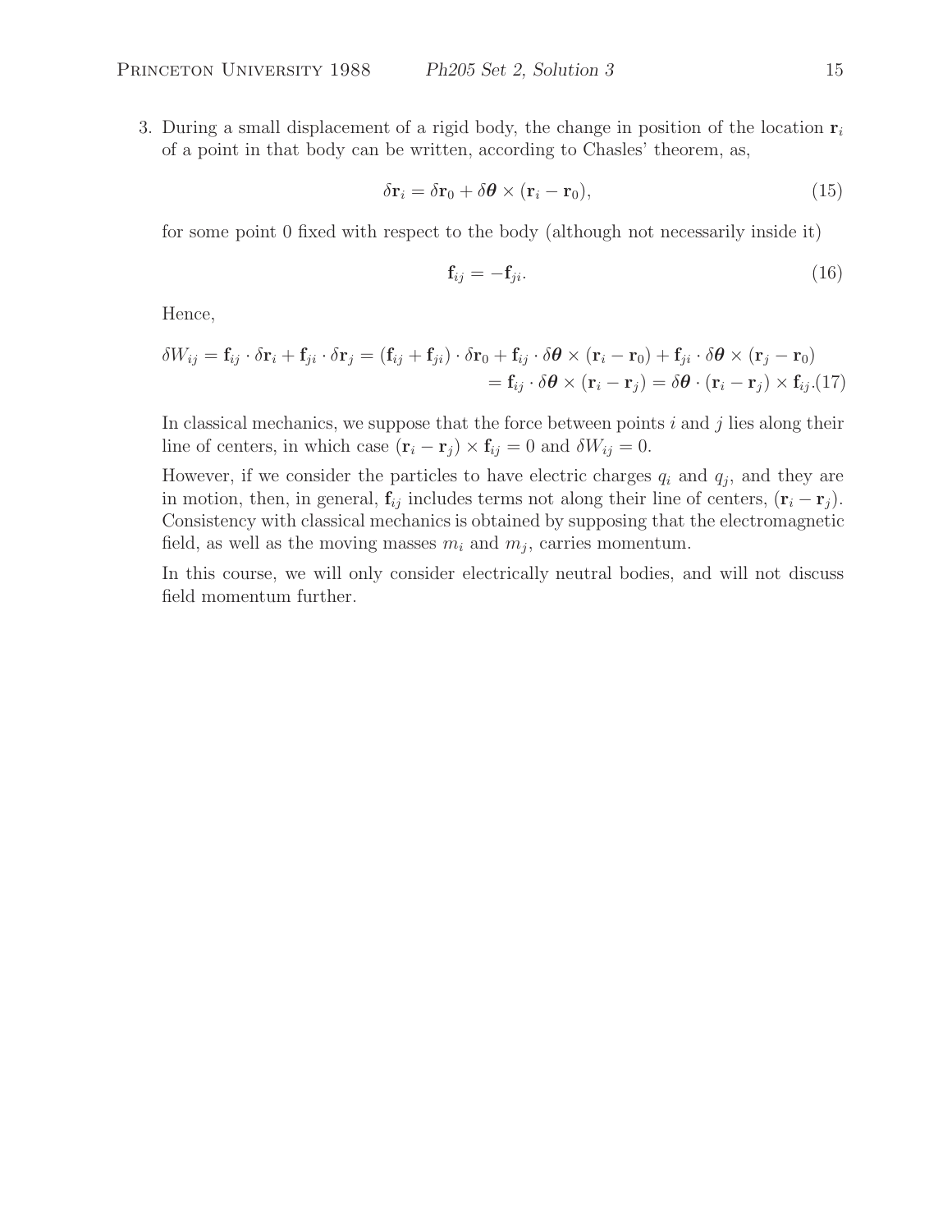3. During a small displacement of a rigid body, the change in position of the location $\mathbf{r}_i$ of a point in that body can be written, according to Chasles' theorem, as,

$$\delta\mathbf{r}_i = \delta\mathbf{r}_0 + \delta\boldsymbol{\theta} \times (\mathbf{r}_i - \mathbf{r}_0), \tag{15}$$

for some point 0 fixed with respect to the body (although not necessarily inside it)

$$\mathbf{f}_{ij} = -\mathbf{f}_{ji}. \tag{16}$$

Hence,

$$\begin{aligned}
\delta W_{ij} = \mathbf{f}_{ij} \cdot \delta\mathbf{r}_i + \mathbf{f}_{ji} \cdot \delta\mathbf{r}_j &= (\mathbf{f}_{ij} + \mathbf{f}_{ji}) \cdot \delta\mathbf{r}_0 + \mathbf{f}_{ij} \cdot \delta\boldsymbol{\theta} \times (\mathbf{r}_i - \mathbf{r}_0) + \mathbf{f}_{ji} \cdot \delta\boldsymbol{\theta} \times (\mathbf{r}_j - \mathbf{r}_0) \\
&= \mathbf{f}_{ij} \cdot \delta\boldsymbol{\theta} \times (\mathbf{r}_i - \mathbf{r}_j) = \delta\boldsymbol{\theta} \cdot (\mathbf{r}_i - \mathbf{r}_j) \times \mathbf{f}_{ij}.
\end{aligned} \tag{17}$$

In classical mechanics, we suppose that the force between points $i$ and $j$ lies along their line of centers, in which case $(\mathbf{r}_i - \mathbf{r}_j) \times \mathbf{f}_{ij} = 0$ and $\delta W_{ij} = 0$.

However, if we consider the particles to have electric charges $q_i$ and $q_j$, and they are in motion, then, in general, $\mathbf{f}_{ij}$ includes terms not along their line of centers, $(\mathbf{r}_i - \mathbf{r}_j)$. Consistency with classical mechanics is obtained by supposing that the electromagnetic field, as well as the moving masses $m_i$ and $m_j$, carries momentum.

In this course, we will only consider electrically neutral bodies, and will not discuss field momentum further.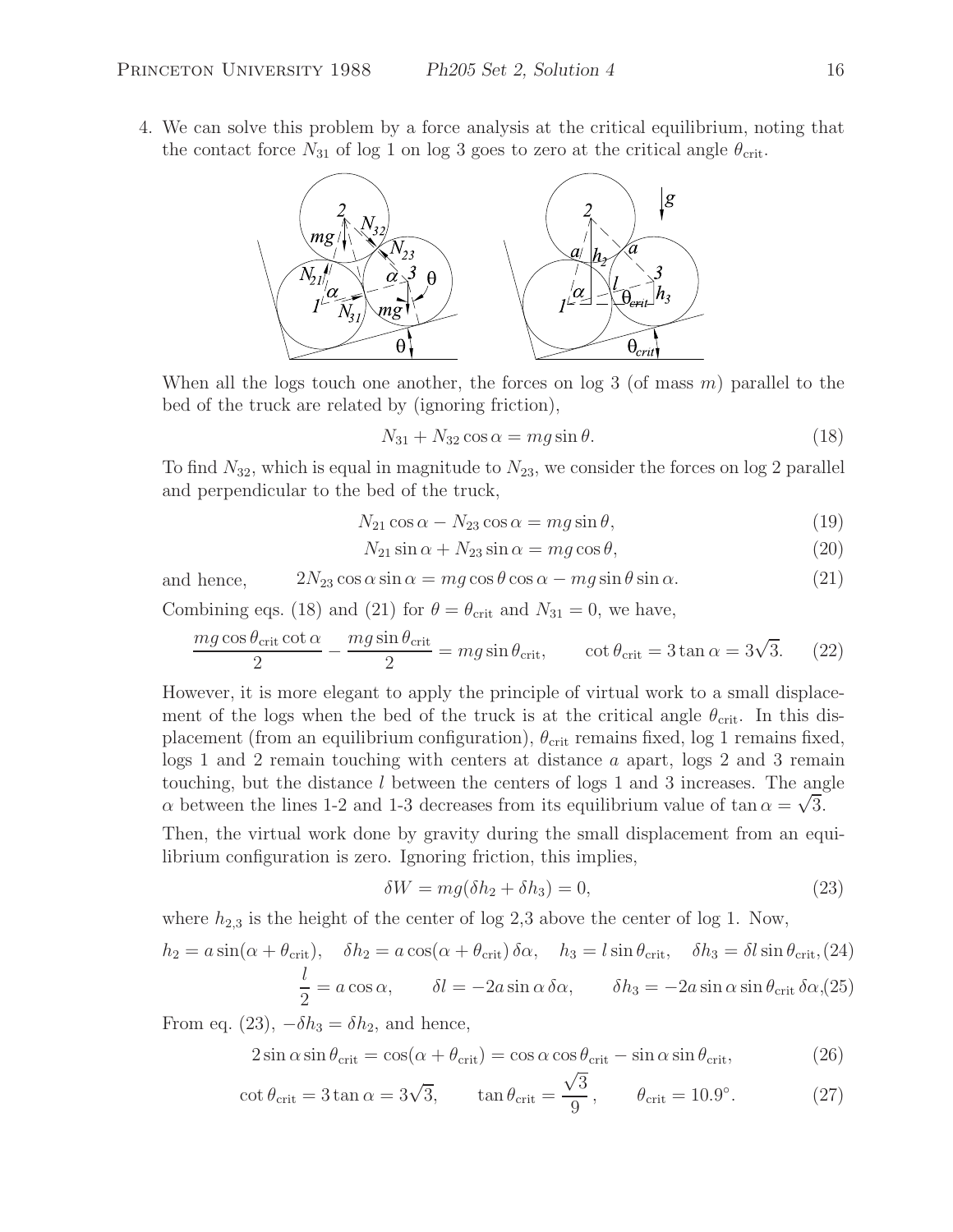4. We can solve this problem by a force analysis at the critical equilibrium, noting that the contact force $N_{31}$ of log 1 on log 3 goes to zero at the critical angle $\theta_{\rm crit}$.

When all the logs touch one another, the forces on log 3 (of mass $m$) parallel to the bed of the truck are related by (ignoring friction),

$$N_{31} + N_{32}\cos\alpha = mg\sin\theta. \tag{18}$$

To find $N_{32}$, which is equal in magnitude to $N_{23}$, we consider the forces on log 2 parallel and perpendicular to the bed of the truck,

$$N_{21}\cos\alpha - N_{23}\cos\alpha = mg\sin\theta, \tag{19}$$

$$N_{21}\sin\alpha + N_{23}\sin\alpha = mg\cos\theta, \tag{20}$$

and hence,

$$2N_{23}\cos\alpha\sin\alpha = mg\cos\theta\cos\alpha - mg\sin\theta\sin\alpha. \tag{21}$$

Combining eqs. (18) and (21) for $\theta = \theta_{\rm crit}$ and $N_{31} = 0$, we have,

$$\frac{mg\cos\theta_{\rm crit}\cot\alpha}{2} - \frac{mg\sin\theta_{\rm crit}}{2} = mg\sin\theta_{\rm crit}, \qquad \cot\theta_{\rm crit} = 3\tan\alpha = 3\sqrt{3}. \tag{22}$$

However, it is more elegant to apply the principle of virtual work to a small displacement of the logs when the bed of the truck is at the critical angle $\theta_{\rm crit}$. In this displacement (from an equilibrium configuration), $\theta_{\rm crit}$ remains fixed, log 1 remains fixed, logs 1 and 2 remain touching with centers at distance $a$ apart, logs 2 and 3 remain touching, but the distance $l$ between the centers of logs 1 and 3 increases. The angle $\alpha$ between the lines 1-2 and 1-3 decreases from its equilibrium value of $\tan\alpha = \sqrt{3}$.

Then, the virtual work done by gravity during the small displacement from an equilibrium configuration is zero. Ignoring friction, this implies,

$$\delta W = mg(\delta h_2 + \delta h_3) = 0, \tag{23}$$

where $h_{2,3}$ is the height of the center of log 2,3 above the center of log 1. Now,

$$h_2 = a\sin(\alpha + \theta_{\rm crit}), \quad \delta h_2 = a\cos(\alpha + \theta_{\rm crit})\,\delta\alpha, \quad h_3 = l\sin\theta_{\rm crit}, \quad \delta h_3 = \delta l\sin\theta_{\rm crit}, \tag{24}$$

$$\frac{l}{2} = a\cos\alpha, \qquad \delta l = -2a\sin\alpha\,\delta\alpha, \qquad \delta h_3 = -2a\sin\alpha\sin\theta_{\rm crit}\,\delta\alpha, \tag{25}$$

From eq. (23), $-\delta h_3 = \delta h_2$, and hence,

$$2\sin\alpha\sin\theta_{\rm crit} = \cos(\alpha + \theta_{\rm crit}) = \cos\alpha\cos\theta_{\rm crit} - \sin\alpha\sin\theta_{\rm crit}, \tag{26}$$

$$\cot\theta_{\rm crit} = 3\tan\alpha = 3\sqrt{3}, \qquad \tan\theta_{\rm crit} = \frac{\sqrt{3}}{9}, \qquad \theta_{\rm crit} = 10.9^\circ. \tag{27}$$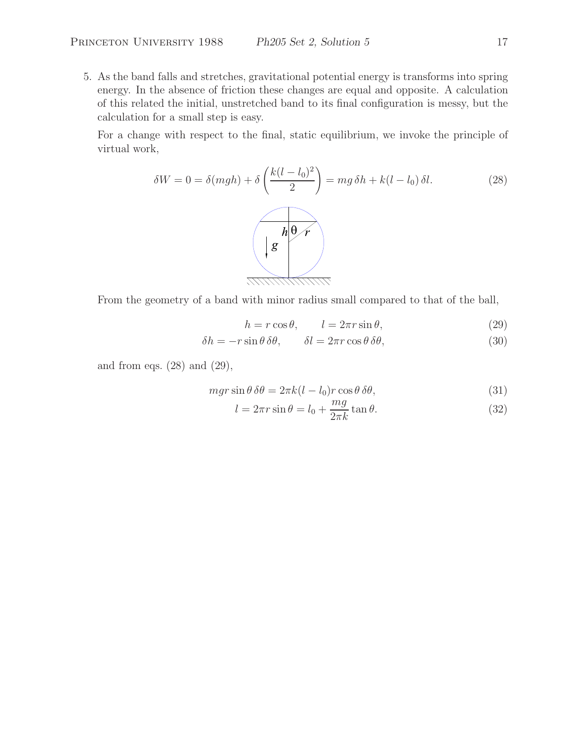5. As the band falls and stretches, gravitational potential energy is transforms into spring energy. In the absence of friction these changes are equal and opposite. A calculation of this related the initial, unstretched band to its final configuration is messy, but the calculation for a small step is easy.

   For a change with respect to the final, static equilibrium, we invoke the principle of virtual work,

$$\delta W = 0 = \delta(mgh) + \delta\left(\frac{k(l - l_0)^2}{2}\right) = mg\,\delta h + k(l - l_0)\,\delta l. \tag{28}$$

   From the geometry of a band with minor radius small compared to that of the ball,

$$h = r\cos\theta, \qquad l = 2\pi r \sin\theta, \tag{29}$$

$$\delta h = -r\sin\theta\,\delta\theta, \qquad \delta l = 2\pi r\cos\theta\,\delta\theta, \tag{30}$$

   and from eqs. (28) and (29),

$$mgr\sin\theta\,\delta\theta = 2\pi k(l - l_0) r\cos\theta\,\delta\theta, \tag{31}$$

$$l = 2\pi r\sin\theta = l_0 + \frac{mg}{2\pi k}\tan\theta. \tag{32}$$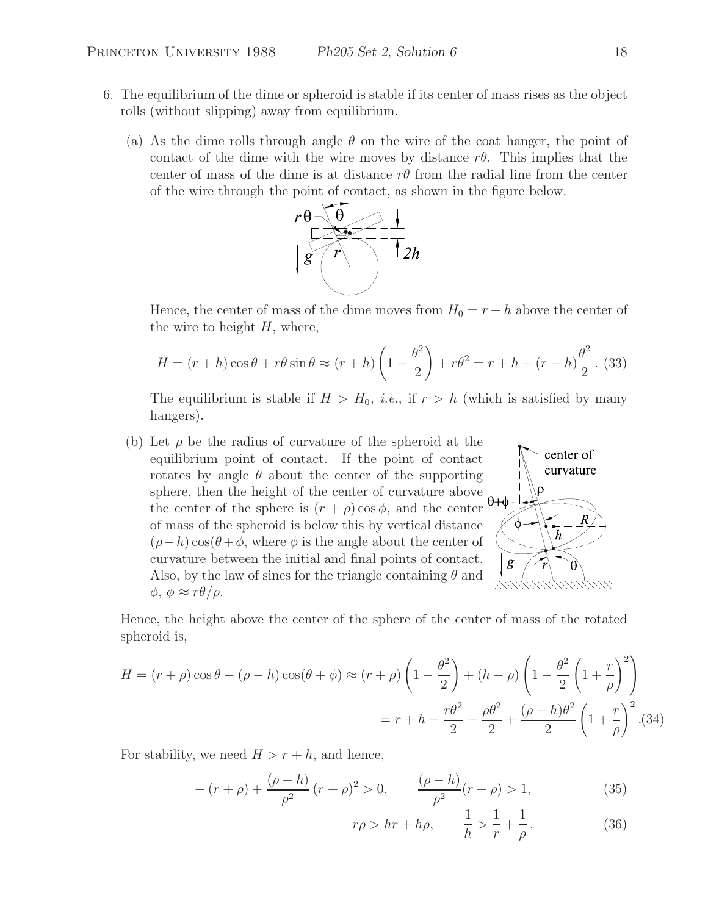6. The equilibrium of the dime or spheroid is stable if its center of mass rises as the object rolls (without slipping) away from equilibrium.

   (a) As the dime rolls through angle $\theta$ on the wire of the coat hanger, the point of contact of the dime with the wire moves by distance $r\theta$. This implies that the center of mass of the dime is at distance $r\theta$ from the radial line from the center of the wire through the point of contact, as shown in the figure below.

   Hence, the center of mass of the dime moves from $H_0 = r + h$ above the center of the wire to height $H$, where,

   $$H = (r + h)\cos\theta + r\theta\sin\theta \approx (r + h)\left(1 - \frac{\theta^2}{2}\right) + r\theta^2 = r + h + (r - h)\frac{\theta^2}{2}\,. \quad (33)$$

   The equilibrium is stable if $H > H_0$, *i.e.*, if $r > h$ (which is satisfied by many hangers).

   (b) Let $\rho$ be the radius of curvature of the spheroid at the equilibrium point of contact. If the point of contact rotates by angle $\theta$ about the center of the supporting sphere, then the height of the center of curvature above the center of the sphere is $(r + \rho)\cos\phi$, and the center of mass of the spheroid is below this by vertical distance $(\rho - h)\cos(\theta + \phi$, where $\phi$ is the angle about the center of curvature between the initial and final points of contact. Also, by the law of sines for the triangle containing $\theta$ and $\phi$, $\phi \approx r\theta/\rho$.

Hence, the height above the center of the sphere of the center of mass of the rotated spheroid is,

$$H = (r + \rho)\cos\theta - (\rho - h)\cos(\theta + \phi) \approx (r + \rho)\left(1 - \frac{\theta^2}{2}\right) + (h - \rho)\left(1 - \frac{\theta^2}{2}\left(1 + \frac{r}{\rho}\right)^2\right)$$

$$= r + h - \frac{r\theta^2}{2} - \frac{\rho\theta^2}{2} + \frac{(\rho - h)\theta^2}{2}\left(1 + \frac{r}{\rho}\right)^2. (34)$$

For stability, we need $H > r + h$, and hence,

$$-(r + \rho) + \frac{(\rho - h)}{\rho^2}(r + \rho)^2 > 0, \qquad \frac{(\rho - h)}{\rho^2}(r + \rho) > 1, \quad (35)$$

$$r\rho > hr + h\rho, \qquad \frac{1}{h} > \frac{1}{r} + \frac{1}{\rho}\,. \quad (36)$$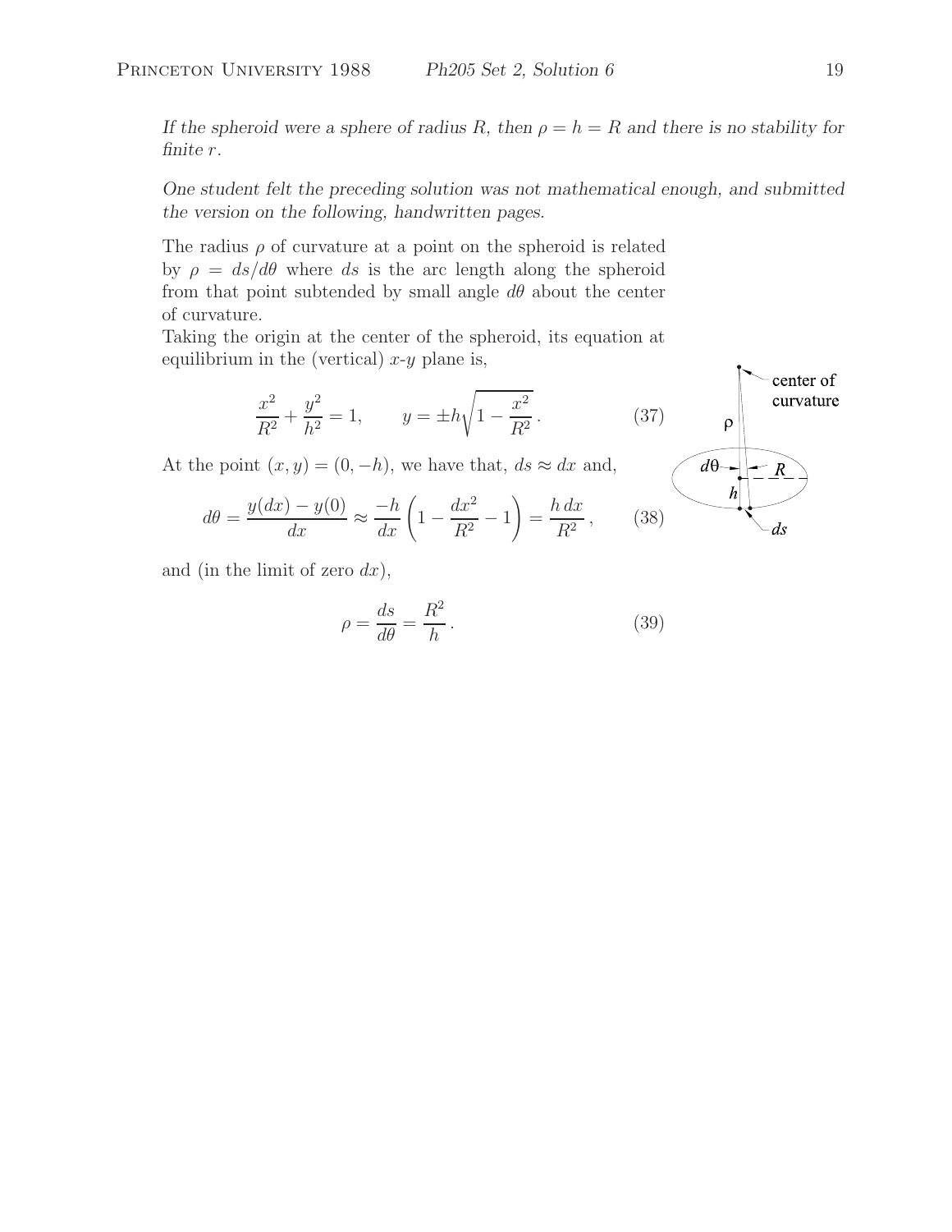*If the spheroid were a sphere of radius $R$, then $\rho = h = R$ and there is no stability for finite $r$.*

*One student felt the preceding solution was not mathematical enough, and submitted the version on the following, handwritten pages.*

The radius $\rho$ of curvature at a point on the spheroid is related by $\rho = ds/d\theta$ where $ds$ is the arc length along the spheroid from that point subtended by small angle $d\theta$ about the center of curvature.

Taking the origin at the center of the spheroid, its equation at equilibrium in the (vertical) $x$-$y$ plane is,

$$\frac{x^2}{R^2} + \frac{y^2}{h^2} = 1, \qquad y = \pm h\sqrt{1 - \frac{x^2}{R^2}}\,. \tag{37}$$

At the point $(x, y) = (0, -h)$, we have that, $ds \approx dx$ and,

$$d\theta = \frac{y(dx) - y(0)}{dx} \approx \frac{-h}{dx}\left(1 - \frac{dx^2}{R^2} - 1\right) = \frac{h\,dx}{R^2}\,, \tag{38}$$

and (in the limit of zero $dx$),

$$\rho = \frac{ds}{d\theta} = \frac{R^2}{h}\,. \tag{39}$$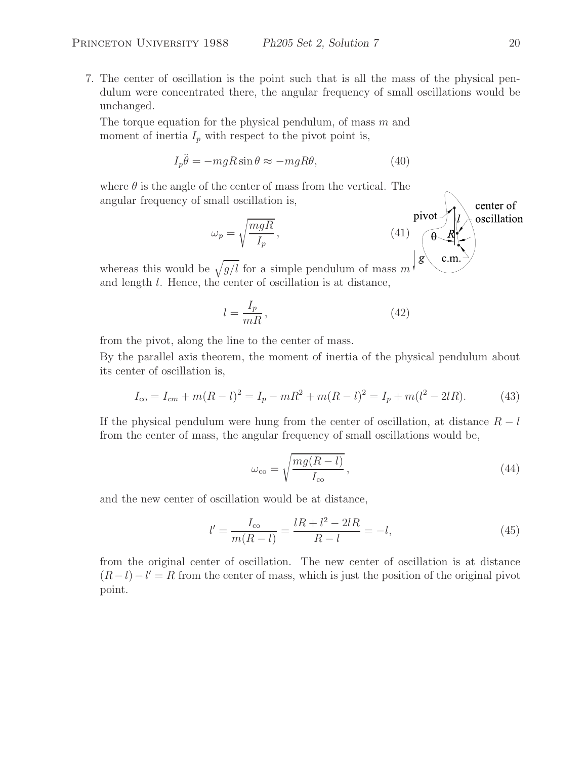7. The center of oscillation is the point such that is all the mass of the physical pendulum were concentrated there, the angular frequency of small oscillations would be unchanged.

The torque equation for the physical pendulum, of mass $m$ and moment of inertia $I_p$ with respect to the pivot point is,

$$I_p \ddot{\theta} = -mgR\sin\theta \approx -mgR\theta, \tag{40}$$

where $\theta$ is the angle of the center of mass from the vertical. The angular frequency of small oscillation is,

$$\omega_p = \sqrt{\frac{mgR}{I_p}}, \tag{41}$$

whereas this would be $\sqrt{g/l}$ for a simple pendulum of mass $m$ and length $l$. Hence, the center of oscillation is at distance,

$$l = \frac{I_p}{mR}, \tag{42}$$

from the pivot, along the line to the center of mass.

By the parallel axis theorem, the moment of inertia of the physical pendulum about its center of oscillation is,

$$I_{\rm co} = I_{cm} + m(R-l)^2 = I_p - mR^2 + m(R-l)^2 = I_p + m(l^2 - 2lR). \tag{43}$$

If the physical pendulum were hung from the center of oscillation, at distance $R - l$ from the center of mass, the angular frequency of small oscillations would be,

$$\omega_{\rm co} = \sqrt{\frac{mg(R-l)}{I_{\rm co}}}, \tag{44}$$

and the new center of oscillation would be at distance,

$$l' = \frac{I_{\rm co}}{m(R-l)} = \frac{lR + l^2 - 2lR}{R-l} = -l, \tag{45}$$

from the original center of oscillation. The new center of oscillation is at distance $(R-l) - l' = R$ from the center of mass, which is just the position of the original pivot point.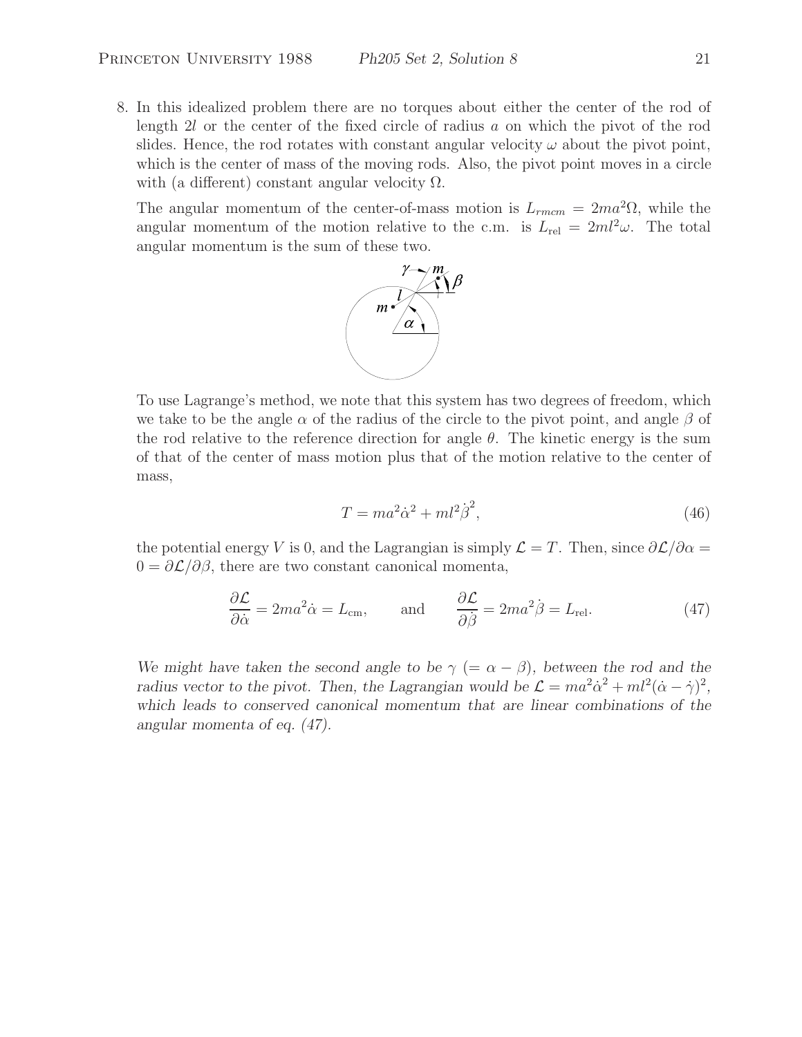8. In this idealized problem there are no torques about either the center of the rod of length $2l$ or the center of the fixed circle of radius $a$ on which the pivot of the rod slides. Hence, the rod rotates with constant angular velocity $\omega$ about the pivot point, which is the center of mass of the moving rods. Also, the pivot point moves in a circle with (a different) constant angular velocity $\Omega$.

   The angular momentum of the center-of-mass motion is $L_{rmcm} = 2ma^2\Omega$, while the angular momentum of the motion relative to the c.m. is $L_{\rm rel} = 2ml^2\omega$. The total angular momentum is the sum of these two.

   To use Lagrange's method, we note that this system has two degrees of freedom, which we take to be the angle $\alpha$ of the radius of the circle to the pivot point, and angle $\beta$ of the rod relative to the reference direction for angle $\theta$. The kinetic energy is the sum of that of the center of mass motion plus that of the motion relative to the center of mass,

$$T = ma^2\dot{\alpha}^2 + ml^2\dot{\beta}^2, \tag{46}$$

   the potential energy $V$ is 0, and the Lagrangian is simply $\mathcal{L} = T$. Then, since $\partial\mathcal{L}/\partial\alpha = 0 = \partial\mathcal{L}/\partial\beta$, there are two constant canonical momenta,

$$\frac{\partial \mathcal{L}}{\partial \dot{\alpha}} = 2ma^2\dot{\alpha} = L_{\rm cm}, \qquad \text{and} \qquad \frac{\partial \mathcal{L}}{\partial \dot{\beta}} = 2ma^2\dot{\beta} = L_{\rm rel}. \tag{47}$$

   *We might have taken the second angle to be $\gamma$ $(= \alpha - \beta)$, between the rod and the radius vector to the pivot. Then, the Lagrangian would be $\mathcal{L} = ma^2\dot{\alpha}^2 + ml^2(\dot{\alpha} - \dot{\gamma})^2$, which leads to conserved canonical momentum that are linear combinations of the angular momenta of eq. (47).*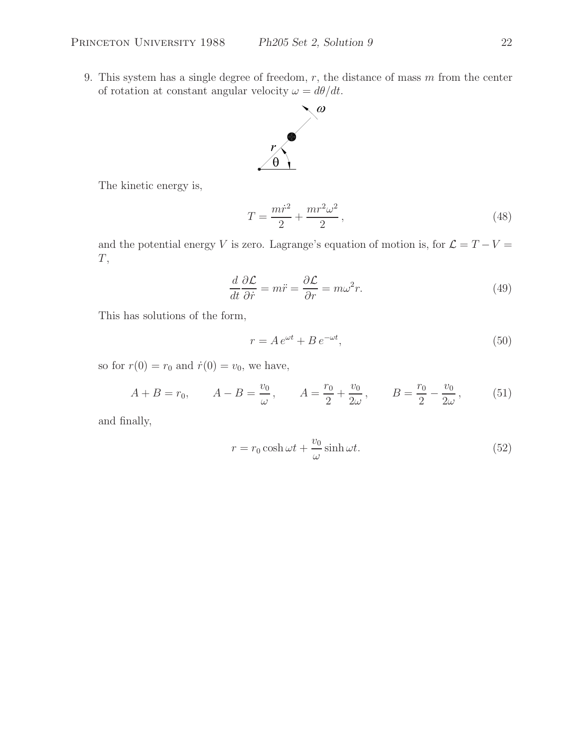9. This system has a single degree of freedom, $r$, the distance of mass $m$ from the center of rotation at constant angular velocity $\omega = d\theta/dt$.

The kinetic energy is,

$$T = \frac{m\dot{r}^2}{2} + \frac{mr^2\omega^2}{2}, \tag{48}$$

and the potential energy $V$ is zero. Lagrange's equation of motion is, for $\mathcal{L} = T - V = T$,

$$\frac{d}{dt}\frac{\partial \mathcal{L}}{\partial \dot{r}} = m\ddot{r} = \frac{\partial \mathcal{L}}{\partial r} = m\omega^2 r. \tag{49}$$

This has solutions of the form,

$$r = A\, e^{\omega t} + B\, e^{-\omega t}, \tag{50}$$

so for $r(0) = r_0$ and $\dot{r}(0) = v_0$, we have,

$$A + B = r_0, \qquad A - B = \frac{v_0}{\omega}, \qquad A = \frac{r_0}{2} + \frac{v_0}{2\omega}, \qquad B = \frac{r_0}{2} - \frac{v_0}{2\omega}, \tag{51}$$

and finally,

$$r = r_0 \cosh \omega t + \frac{v_0}{\omega} \sinh \omega t. \tag{52}$$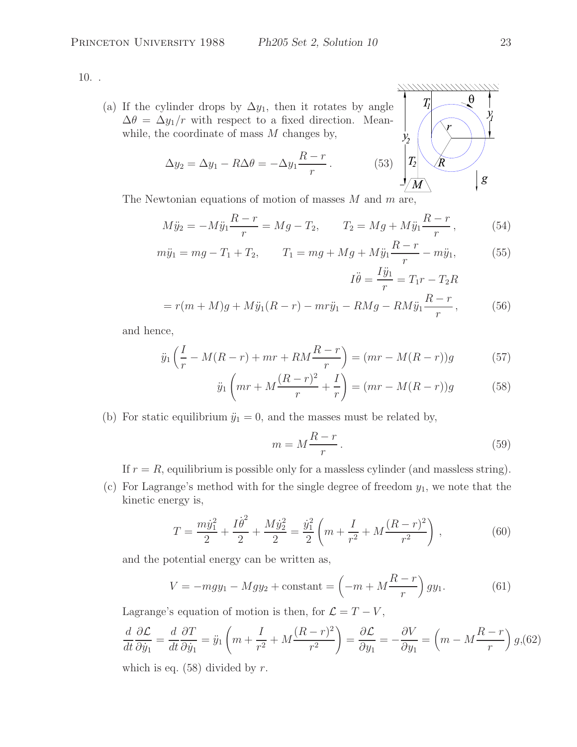10. .

(a) If the cylinder drops by $\Delta y_1$, then it rotates by angle $\Delta\theta = \Delta y_1/r$ with respect to a fixed direction. Meanwhile, the coordinate of mass $M$ changes by,

$$\Delta y_2 = \Delta y_1 - R\Delta\theta = -\Delta y_1 \frac{R-r}{r}\,. \tag{53}$$

The Newtonian equations of motion of masses $M$ and $m$ are,

$$M\ddot{y}_2 = -M\ddot{y}_1\frac{R-r}{r} = Mg - T_2, \qquad T_2 = Mg + M\ddot{y}_1\frac{R-r}{r}\,, \tag{54}$$

$$m\ddot{y}_1 = mg - T_1 + T_2, \qquad T_1 = mg + Mg + M\ddot{y}_1\frac{R-r}{r} - m\ddot{y}_1, \tag{55}$$

$$I\ddot{\theta} = \frac{I\ddot{y}_1}{r} = T_1 r - T_2 R$$

$$= r(m+M)g + M\ddot{y}_1(R-r) - mr\ddot{y}_1 - RMg - RM\ddot{y}_1\frac{R-r}{r}\,, \tag{56}$$

and hence,

$$\ddot{y}_1\left(\frac{I}{r} - M(R-r) + mr + RM\frac{R-r}{r}\right) = (mr - M(R-r))g \tag{57}$$

$$\ddot{y}_1\left(mr + M\frac{(R-r)^2}{r} + \frac{I}{r}\right) = (mr - M(R-r))g \tag{58}$$

(b) For static equilibrium $\ddot{y}_1 = 0$, and the masses must be related by,

$$m = M\frac{R-r}{r}\,. \tag{59}$$

If $r = R$, equilibrium is possible only for a massless cylinder (and massless string).

(c) For Lagrange's method with for the single degree of freedom $y_1$, we note that the kinetic energy is,

$$T = \frac{m\dot{y}_1^2}{2} + \frac{I\dot{\theta}^2}{2} + \frac{M\dot{y}_2^2}{2} = \frac{\dot{y}_1^2}{2}\left(m + \frac{I}{r^2} + M\frac{(R-r)^2}{r^2}\right)\,, \tag{60}$$

and the potential energy can be written as,

$$V = -mgy_1 - Mgy_2 + \text{constant} = \left(-m + M\frac{R-r}{r}\right)gy_1. \tag{61}$$

Lagrange's equation of motion is then, for $\mathcal{L} = T - V$,

$$\frac{d}{dt}\frac{\partial\mathcal{L}}{\partial\dot{y}_1} = \frac{d}{dt}\frac{\partial T}{\partial\dot{y}_1} = \ddot{y}_1\left(m + \frac{I}{r^2} + M\frac{(R-r)^2}{r^2}\right) = \frac{\partial\mathcal{L}}{\partial y_1} = -\frac{\partial V}{\partial y_1} = \left(m - M\frac{R-r}{r}\right)g, \tag{62}$$

which is eq. (58) divided by $r$.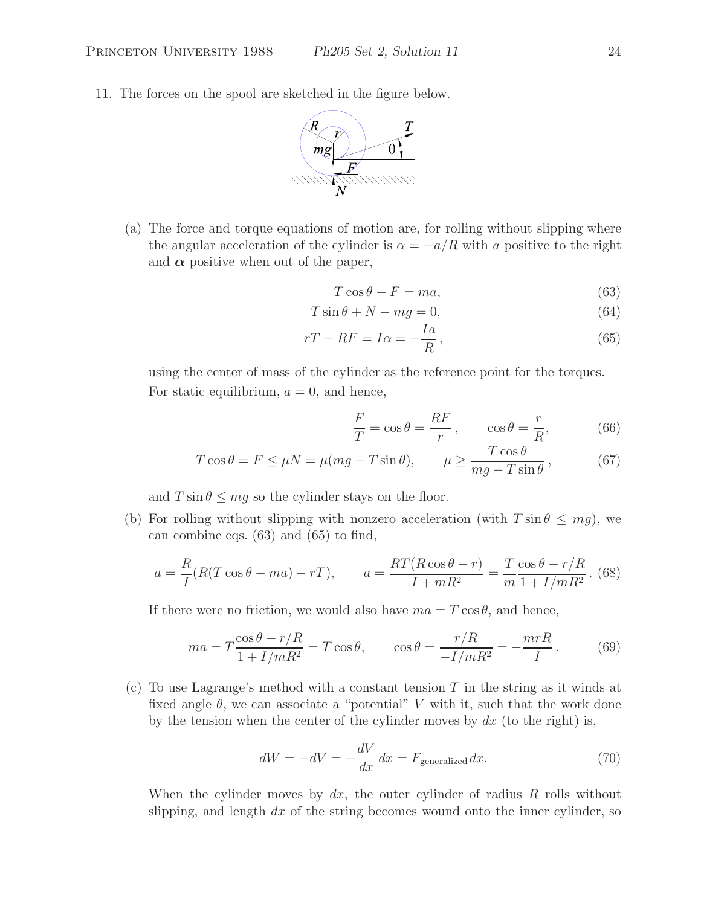11. The forces on the spool are sketched in the figure below.

(a) The force and torque equations of motion are, for rolling without slipping where the angular acceleration of the cylinder is $\alpha = -a/R$ with $a$ positive to the right and $\boldsymbol{\alpha}$ positive when out of the paper,

$$T\cos\theta - F = ma, \tag{63}$$

$$T\sin\theta + N - mg = 0, \tag{64}$$

$$rT - RF = I\alpha = -\frac{Ia}{R}, \tag{65}$$

using the center of mass of the cylinder as the reference point for the torques.

For static equilibrium, $a = 0$, and hence,

$$\frac{F}{T} = \cos\theta = \frac{RF}{r}, \qquad \cos\theta = \frac{r}{R}, \tag{66}$$

$$T\cos\theta = F \le \mu N = \mu(mg - T\sin\theta), \qquad \mu \ge \frac{T\cos\theta}{mg - T\sin\theta}, \tag{67}$$

and $T\sin\theta \le mg$ so the cylinder stays on the floor.

(b) For rolling without slipping with nonzero acceleration (with $T\sin\theta \le mg$), we can combine eqs. (63) and (65) to find,

$$a = \frac{R}{I}(R(T\cos\theta - ma) - rT), \qquad a = \frac{RT(R\cos\theta - r)}{I + mR^2} = \frac{T}{m}\frac{\cos\theta - r/R}{1 + I/mR^2}. \tag{68}$$

If there were no friction, we would also have $ma = T\cos\theta$, and hence,

$$ma = T\frac{\cos\theta - r/R}{1 + I/mR^2} = T\cos\theta, \qquad \cos\theta = \frac{r/R}{-I/mR^2} = -\frac{mrR}{I}. \tag{69}$$

(c) To use Lagrange's method with a constant tension $T$ in the string as it winds at fixed angle $\theta$, we can associate a "potential" $V$ with it, such that the work done by the tension when the center of the cylinder moves by $dx$ (to the right) is,

$$dW = -dV = -\frac{dV}{dx}\,dx = F_{\text{generalized}}\,dx. \tag{70}$$

When the cylinder moves by $dx$, the outer cylinder of radius $R$ rolls without slipping, and length $dx$ of the string becomes wound onto the inner cylinder, so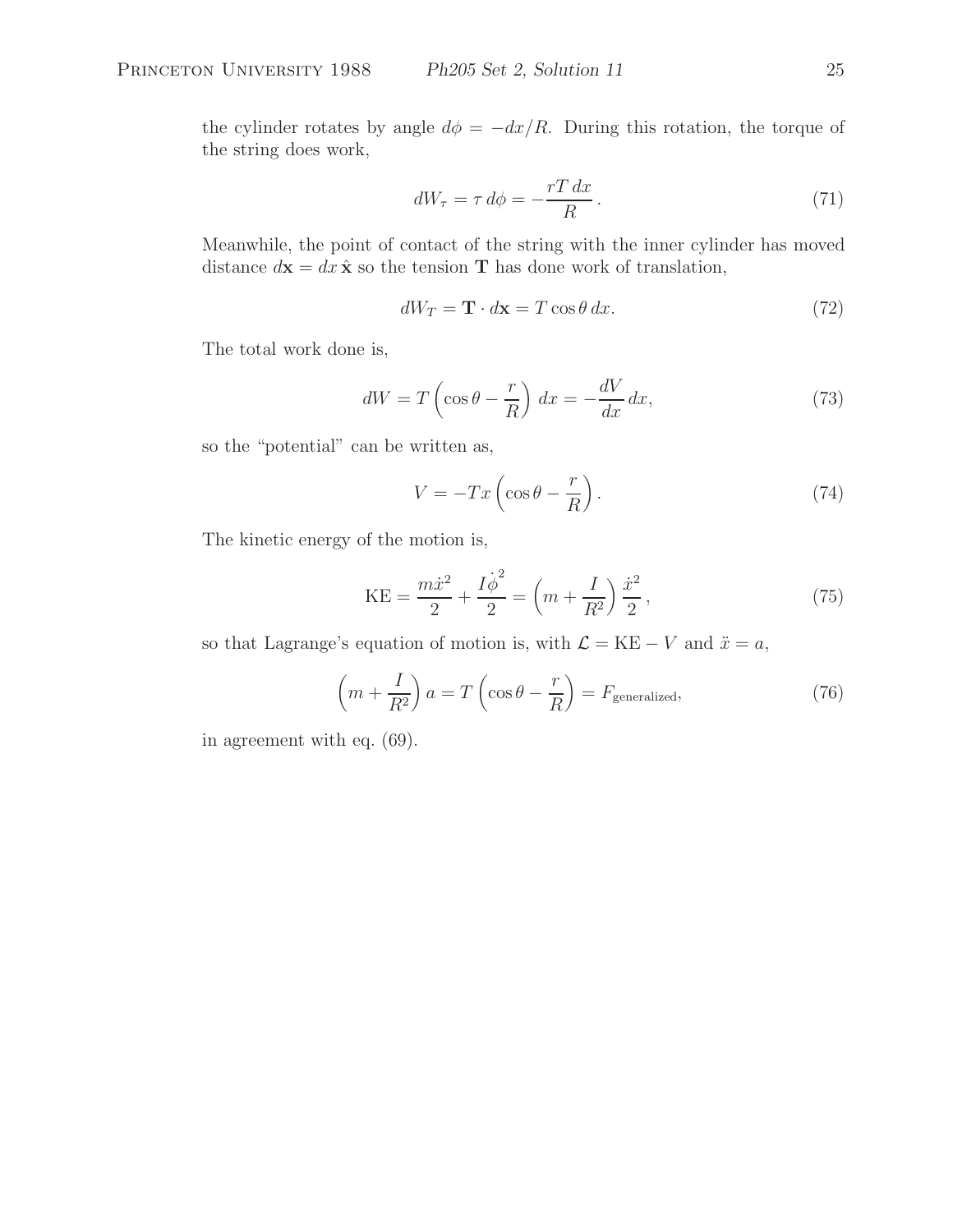the cylinder rotates by angle $d\phi = -dx/R$. During this rotation, the torque of the string does work,

$$dW_\tau = \tau \, d\phi = -\frac{rT \, dx}{R} \,. \tag{71}$$

Meanwhile, the point of contact of the string with the inner cylinder has moved distance $d\mathbf{x} = dx \, \hat{\mathbf{x}}$ so the tension $\mathbf{T}$ has done work of translation,

$$dW_T = \mathbf{T} \cdot d\mathbf{x} = T \cos\theta \, dx. \tag{72}$$

The total work done is,

$$dW = T \left( \cos\theta - \frac{r}{R} \right) \, dx = -\frac{dV}{dx} \, dx, \tag{73}$$

so the "potential" can be written as,

$$V = -Tx \left( \cos\theta - \frac{r}{R} \right). \tag{74}$$

The kinetic energy of the motion is,

$$\text{KE} = \frac{m\dot{x}^2}{2} + \frac{I\dot{\phi}^2}{2} = \left( m + \frac{I}{R^2} \right) \frac{\dot{x}^2}{2} \,, \tag{75}$$

so that Lagrange's equation of motion is, with $\mathcal{L} = \text{KE} - V$ and $\ddot{x} = a$,

$$\left( m + \frac{I}{R^2} \right) a = T \left( \cos\theta - \frac{r}{R} \right) = F_{\text{generalized}}, \tag{76}$$

in agreement with eq. (69).